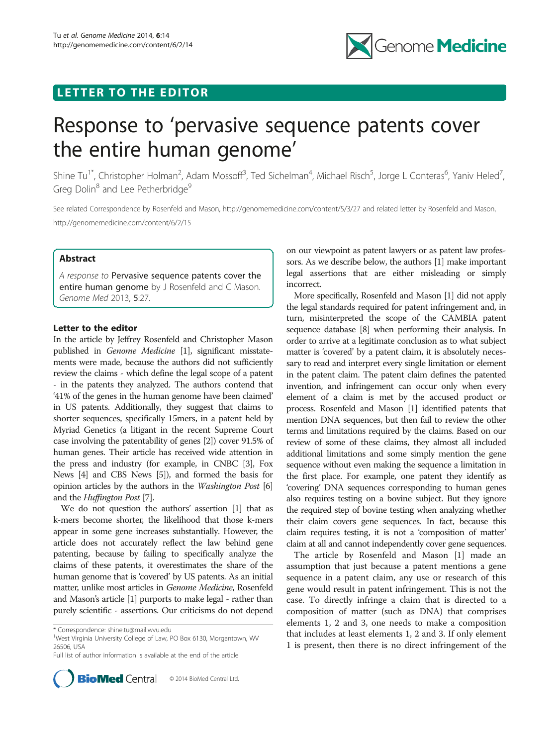## LETTER TO THE EDITOR

# Response to 'pervasive sequence patents cover the entire human genome'

Shine Tu[1*], Christopher Holman[2], Adam Mossoff[3], Ted Sichelman[4], Michael Risch[5], Jorge L Contreras[6], Yaniv Heled[7], Greg Dolin[8] and Lee Petherbridge[9]

See related Correspondence by Rosenfeld and Mason, http://genomemedicine.com/content/5/3/27 and related letter by Rosenfeld and Mason, http://genomemedicine.com/content/6/2/15

### Abstract

*A response to* Pervasive sequence patents cover the entire human genome by J Rosenfeld and C Mason. *Genome Med* 2013, **5**:27.

### Letter to the editor

In the article by Jeffrey Rosenfeld and Christopher Mason published in *Genome Medicine* [1], significant misstatements were made, because the authors did not sufficiently review the claims - which define the legal scope of a patent - in the patents they analyzed. The authors contend that '41% of the genes in the human genome have been claimed' in US patents. Additionally, they suggest that claims to shorter sequences, specifically 15mers, in a patent held by Myriad Genetics (a litigant in the recent Supreme Court case involving the patentability of genes [2]) cover 91.5% of human genes. Their article has received wide attention in the press and industry (for example, in CNBC [3], Fox News [4] and CBS News [5]), and formed the basis for opinion articles by the authors in the *Washington Post* [6] and the *Huffington Post* [7].

We do not question the authors' assertion [1] that as k-mers become shorter, the likelihood that those k-mers appear in some gene increases substantially. However, the article does not accurately reflect the law behind gene patenting, because by failing to specifically analyze the claims of these patents, it overestimates the share of the human genome that is 'covered' by US patents. As an initial matter, unlike most articles in *Genome Medicine*, Rosenfeld and Mason's article [1] purports to make legal - rather than purely scientific - assertions. Our criticisms do not depend on our viewpoint as patent lawyers or as patent law professors. As we describe below, the authors [1] make important legal assertions that are either misleading or simply incorrect.

More specifically, Rosenfeld and Mason [1] did not apply the legal standards required for patent infringement and, in turn, misinterpreted the scope of the CAMBIA patent sequence database [8] when performing their analysis. In order to arrive at a legitimate conclusion as to what subject matter is 'covered' by a patent claim, it is absolutely necessary to read and interpret every single limitation or element in the patent claim. The patent claim defines the patented invention, and infringement can occur only when every element of a claim is met by the accused product or process. Rosenfeld and Mason [1] identified patents that mention DNA sequences, but then fail to review the other terms and limitations required by the claims. Based on our review of some of these claims, they almost all included additional limitations and some simply mention the gene sequence without even making the sequence a limitation in the first place. For example, one patent they identify as 'covering' DNA sequences corresponding to human genes also requires testing on a bovine subject. But they ignore the required step of bovine testing when analyzing whether their claim covers gene sequences. In fact, because this claim requires testing, it is not a 'composition of matter' claim at all and cannot independently cover gene sequences.

The article by Rosenfeld and Mason [1] made an assumption that just because a patent mentions a gene sequence in a patent claim, any use or research of this gene would result in patent infringement. This is not the case. To directly infringe a claim that is directed to a composition of matter (such as DNA) that comprises elements 1, 2 and 3, one needs to make a composition that includes at least elements 1, 2 and 3. If only element 1 is present, then there is no direct infringement of the

\* Correspondence: shine.tu@mail.wvu.edu

[1]West Virginia University College of Law, PO Box 6130, Morgantown, WV 26506, USA

Full list of author information is available at the end of the article

© 2014 BioMed Central Ltd.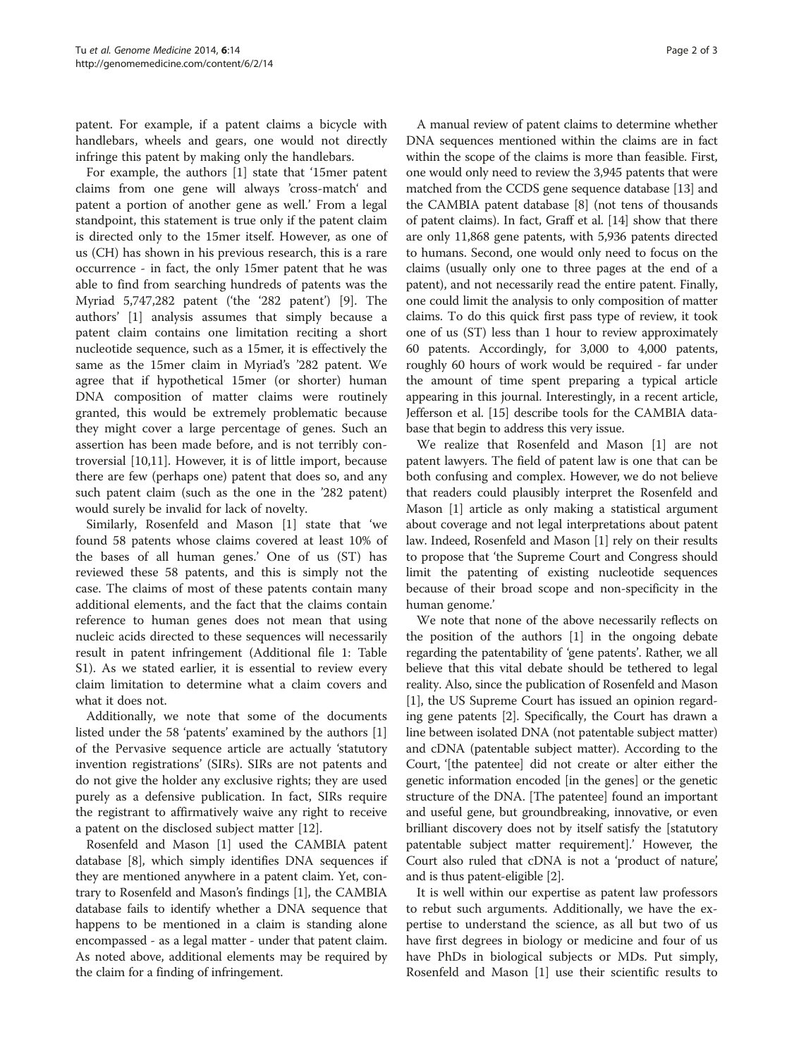patent. For example, if a patent claims a bicycle with handlebars, wheels and gears, one would not directly infringe this patent by making only the handlebars.

For example, the authors [1] state that '15mer patent claims from one gene will always 'cross-match' and patent a portion of another gene as well.' From a legal standpoint, this statement is true only if the patent claim is directed only to the 15mer itself. However, as one of us (CH) has shown in his previous research, this is a rare occurrence - in fact, the only 15mer patent that he was able to find from searching hundreds of patents was the Myriad 5,747,282 patent ('the '282 patent') [9]. The authors' [1] analysis assumes that simply because a patent claim contains one limitation reciting a short nucleotide sequence, such as a 15mer, it is effectively the same as the 15mer claim in Myriad's '282 patent. We agree that if hypothetical 15mer (or shorter) human DNA composition of matter claims were routinely granted, this would be extremely problematic because they might cover a large percentage of genes. Such an assertion has been made before, and is not terribly controversial [10,11]. However, it is of little import, because there are few (perhaps one) patent that does so, and any such patent claim (such as the one in the '282 patent) would surely be invalid for lack of novelty.

Similarly, Rosenfeld and Mason [1] state that 'we found 58 patents whose claims covered at least 10% of the bases of all human genes.' One of us (ST) has reviewed these 58 patents, and this is simply not the case. The claims of most of these patents contain many additional elements, and the fact that the claims contain reference to human genes does not mean that using nucleic acids directed to these sequences will necessarily result in patent infringement (Additional file 1: Table S1). As we stated earlier, it is essential to review every claim limitation to determine what a claim covers and what it does not.

Additionally, we note that some of the documents listed under the 58 'patents' examined by the authors [1] of the Pervasive sequence article are actually 'statutory invention registrations' (SIRs). SIRs are not patents and do not give the holder any exclusive rights; they are used purely as a defensive publication. In fact, SIRs require the registrant to affirmatively waive any right to receive a patent on the disclosed subject matter [12].

Rosenfeld and Mason [1] used the CAMBIA patent database [8], which simply identifies DNA sequences if they are mentioned anywhere in a patent claim. Yet, contrary to Rosenfeld and Mason's findings [1], the CAMBIA database fails to identify whether a DNA sequence that happens to be mentioned in a claim is standing alone encompassed - as a legal matter - under that patent claim. As noted above, additional elements may be required by the claim for a finding of infringement.

A manual review of patent claims to determine whether DNA sequences mentioned within the claims are in fact within the scope of the claims is more than feasible. First, one would only need to review the 3,945 patents that were matched from the CCDS gene sequence database [13] and the CAMBIA patent database [8] (not tens of thousands of patent claims). In fact, Graff et al. [14] show that there are only 11,868 gene patents, with 5,936 patents directed to humans. Second, one would only need to focus on the claims (usually only one to three pages at the end of a patent), and not necessarily read the entire patent. Finally, one could limit the analysis to only composition of matter claims. To do this quick first pass type of review, it took one of us (ST) less than 1 hour to review approximately 60 patents. Accordingly, for 3,000 to 4,000 patents, roughly 60 hours of work would be required - far under the amount of time spent preparing a typical article appearing in this journal. Interestingly, in a recent article, Jefferson et al. [15] describe tools for the CAMBIA database that begin to address this very issue.

We realize that Rosenfeld and Mason [1] are not patent lawyers. The field of patent law is one that can be both confusing and complex. However, we do not believe that readers could plausibly interpret the Rosenfeld and Mason [1] article as only making a statistical argument about coverage and not legal interpretations about patent law. Indeed, Rosenfeld and Mason [1] rely on their results to propose that 'the Supreme Court and Congress should limit the patenting of existing nucleotide sequences because of their broad scope and non-specificity in the human genome.'

We note that none of the above necessarily reflects on the position of the authors [1] in the ongoing debate regarding the patentability of 'gene patents'. Rather, we all believe that this vital debate should be tethered to legal reality. Also, since the publication of Rosenfeld and Mason [1], the US Supreme Court has issued an opinion regarding gene patents [2]. Specifically, the Court has drawn a line between isolated DNA (not patentable subject matter) and cDNA (patentable subject matter). According to the Court, '[the patentee] did not create or alter either the genetic information encoded [in the genes] or the genetic structure of the DNA. [The patentee] found an important and useful gene, but groundbreaking, innovative, or even brilliant discovery does not by itself satisfy the [statutory patentable subject matter requirement].' However, the Court also ruled that cDNA is not a 'product of nature', and is thus patent-eligible [2].

It is well within our expertise as patent law professors to rebut such arguments. Additionally, we have the expertise to understand the science, as all but two of us have first degrees in biology or medicine and four of us have PhDs in biological subjects or MDs. Put simply, Rosenfeld and Mason [1] use their scientific results to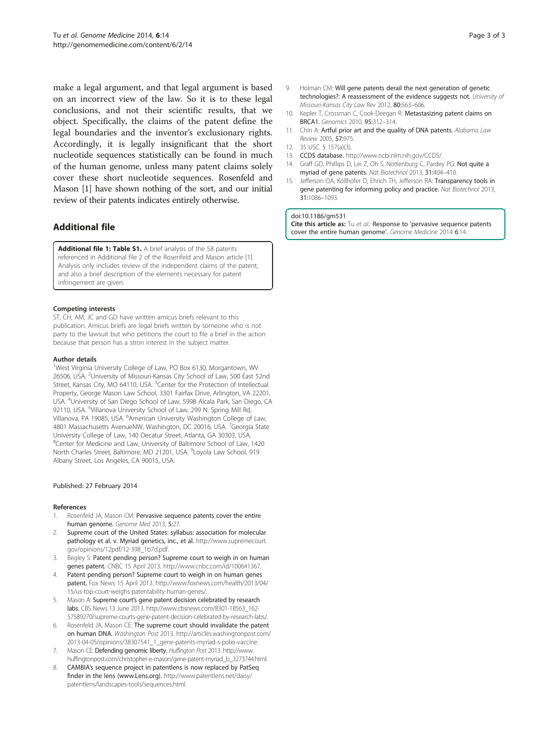make a legal argument, and that legal argument is based on an incorrect view of the law. So it is to these legal conclusions, and not their scientific results, that we object. Specifically, the claims of the patent define the legal boundaries and the inventor's exclusionary rights. Accordingly, it is legally insignificant that the short nucleotide sequences statistically can be found in much of the human genome, unless many patent claims solely cover these short nucleotide sequences. Rosenfeld and Mason [1] have shown nothing of the sort, and our initial review of their patents indicates entirely otherwise.

## Additional file

**Additional file 1: Table S1.** A brief analysis of the 58 patents referenced in Additional file 2 of the Rosenfeld and Mason article [1]. Analysis only includes review of the independent claims of the patent, and also a brief description of the elements necessary for patent infringement are given.

#### Competing interests

ST, CH, AM, JC and GD have written amicus briefs relevant to this publication. Amicus briefs are legal briefs written by someone who is not party to the lawsuit but who petitions the court to file a brief in the action because that person has a stron interest in the subject matter.

#### Author details

[1]West Virginia University College of Law, PO Box 6130, Morgantown, WV 26506, USA. [2]University of Missouri-Kansas City School of Law, 500 East 52nd Street, Kansas City, MO 64110, USA. [3]Center for the Protection of Intellectual Property, George Mason Law School, 3301 Fairfax Drive, Arlington, VA 22201, USA. [4]University of San Diego School of Law, 5998 Alcala Park, San Diego, CA 92110, USA. [5]Villanova University School of Law, 299 N. Spring Mill Rd, Villanova, PA 19085, USA. [6]American University Washington College of Law, 4801 Massachusetts AvenueNW, Washington, DC 20016, USA. [7]Georgia State University College of Law, 140 Decatur Street, Atlanta, GA 30303, USA. [8]Center for Medicine and Law, University of Baltimore School of Law, 1420 North Charles Street, Baltimore, MD 21201, USA. [9]Loyola Law School, 919 Albany Street, Los Angeles, CA 90015, USA.

Published: 27 February 2014

#### References

1. Rosenfeld JA, Mason CM: **Pervasive sequence patents cover the entire human genome.** *Genome Med* 2013, **5:**27.
2. **Supreme court of the United States: syllabus: association for molecular pathology et al. v. Myriad genetics, inc., et al.** http://www.supremecourt.gov/opinions/12pdf/12-398_1b7d.pdf.
3. Begley S: **Patent pending person? Supreme court to weigh in on human genes patent.** CNBC 15 April 2013. http://www.cnbc.com/id/100641367.
4. **Patent pending person? Supreme court to weigh in on human genes patent.** Fox News 15 April 2013. http://www.foxnews.com/health/2013/04/15/us-top-court-weighs-patentability-human-genes/.
5. Mason A: **Supreme court's gene patent decision celebrated by research labs.** CBS News 13 June 2013. http://www.cbsnews.com/8301-18563_162-57589270/supreme-courts-gene-patent-decision-celebrated-by-research-labs/.
6. Rosenfeld JA, Mason CE: **The supreme court should invalidate the patent on human DNA.** *Washington Post* 2013. http://articles.washingtonpost.com/2013-04-05/opinions/38307541_1_gene-patents-myriad-s-polio-vaccine.
7. Mason CE: **Defending genomic liberty.** *Huffington Post* 2013. http://www.huffingtonpost.com/christopher-e-mason/gene-patent-myriad_b_3273744.html.
8. **CAMBIA's sequence project in patentlens is now replaced by PatSeq finder in the lens (www.Lens.org).** http://www.patentlens.net/daisy/patentlens/landscapes-tools/sequences.html.
9. Holman CM: **Will gene patents derail the next generation of genetic technologies?: A reassessment of the evidence suggests not.** *University of Missouri-Kansas City Law Rev* 2012, **80:**563–606.
10. Kepler T, Crossman C, Cook-Deegan R: **Metastasizing patent claims on BRCA1.** *Genomics* 2010, **95:**312–314.
11. Chin A: **Artful prior art and the quality of DNA patents.** *Alabama Law Review* 2005, **57:**975.
12. 35 USC. § 157(a)(3).
13. **CCDS database.** http://www.ncbi.nlm.nih.gov/CCDS/.
14. Graff GD, Phillips D, Lei Z, Oh S, Nottenburg C, Pardey PG: **Not quite a myriad of gene patents.** *Nat Biotechnol* 2013, **31:**404–410.
15. Jefferson OA, Köllhofer D, Ehrich TH, Jefferson RA: **Transparency tools in gene patenting for informing policy and practice.** *Nat Biotechnol* 2013, **31:**1086–1093.

doi:10.1186/gm531
**Cite this article as:** Tu *et al.*: Response to 'pervasive sequence patents cover the entire human genome'. *Genome Medicine* 2014 **6**:14.